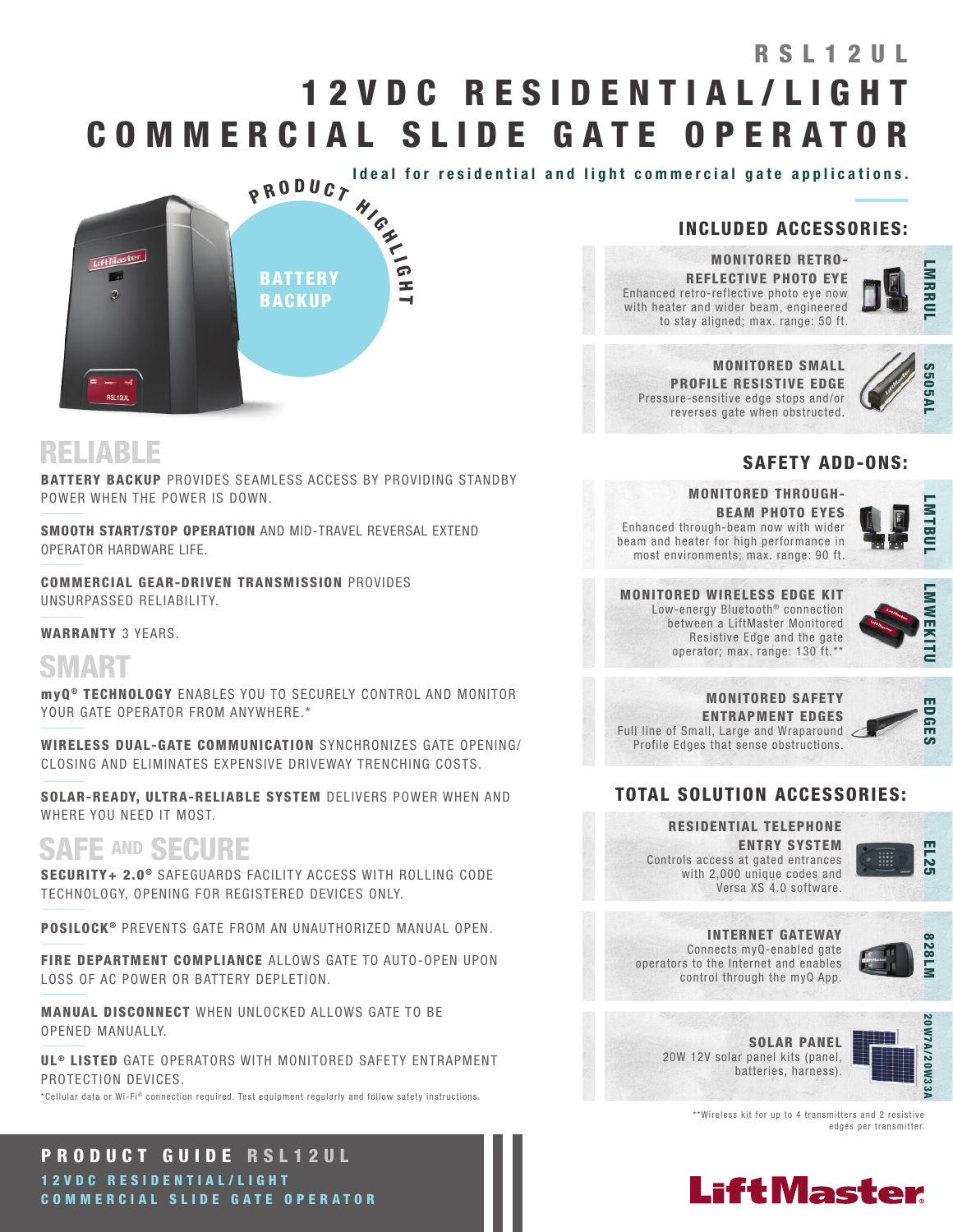RSL12UL

# 12VDC RESIDENTIAL/LIGHT COMMERCIAL SLIDE GATE OPERATOR

Ideal for residential and light commercial gate applications.

PRODUCT HIGHLIGHT

**BATTERY BACKUP**

## RELIABLE

**BATTERY BACKUP** PROVIDES SEAMLESS ACCESS BY PROVIDING STANDBY POWER WHEN THE POWER IS DOWN.

**SMOOTH START/STOP OPERATION** AND MID-TRAVEL REVERSAL EXTEND OPERATOR HARDWARE LIFE.

**COMMERCIAL GEAR-DRIVEN TRANSMISSION** PROVIDES UNSURPASSED RELIABILITY.

**WARRANTY** 3 YEARS.

## SMART

**myQ® TECHNOLOGY** ENABLES YOU TO SECURELY CONTROL AND MONITOR YOUR GATE OPERATOR FROM ANYWHERE.*

**WIRELESS DUAL-GATE COMMUNICATION** SYNCHRONIZES GATE OPENING/CLOSING AND ELIMINATES EXPENSIVE DRIVEWAY TRENCHING COSTS.

**SOLAR-READY, ULTRA-RELIABLE SYSTEM** DELIVERS POWER WHEN AND WHERE YOU NEED IT MOST.

## SAFE AND SECURE

**SECURITY+ 2.0®** SAFEGUARDS FACILITY ACCESS WITH ROLLING CODE TECHNOLOGY, OPENING FOR REGISTERED DEVICES ONLY.

**POSILOCK®** PREVENTS GATE FROM AN UNAUTHORIZED MANUAL OPEN.

**FIRE DEPARTMENT COMPLIANCE** ALLOWS GATE TO AUTO-OPEN UPON LOSS OF AC POWER OR BATTERY DEPLETION.

**MANUAL DISCONNECT** WHEN UNLOCKED ALLOWS GATE TO BE OPENED MANUALLY.

**UL® LISTED** GATE OPERATORS WITH MONITORED SAFETY ENTRAPMENT PROTECTION DEVICES.

*Cellular data or Wi-Fi® connection required. Test equipment regularly and follow safety instructions.

## INCLUDED ACCESSORIES:

**MONITORED RETRO-REFLECTIVE PHOTO EYE** — LMRRUL
Enhanced retro-reflective photo eye now with heater and wider beam, engineered to stay aligned; max. range: 50 ft.

**MONITORED SMALL PROFILE RESISTIVE EDGE** — S50SAL
Pressure-sensitive edge stops and/or reverses gate when obstructed.

## SAFETY ADD-ONS:

**MONITORED THROUGH-BEAM PHOTO EYES** — LMTBUL
Enhanced through-beam now with wider beam and heater for high performance in most environments; max. range: 90 ft.

**MONITORED WIRELESS EDGE KIT** — LMWEKITU
Low-energy Bluetooth® connection between a LiftMaster Monitored Resistive Edge and the gate operator; max. range: 130 ft.**

**MONITORED SAFETY ENTRAPMENT EDGES** — EDGES
Full line of Small, Large and Wraparound Profile Edges that sense obstructions.

## TOTAL SOLUTION ACCESSORIES:

**RESIDENTIAL TELEPHONE ENTRY SYSTEM** — EL25
Controls access at gated entrances with 2,000 unique codes and Versa XS 4.0 software.

**INTERNET GATEWAY** — 828LM
Connects myQ-enabled gate operators to the Internet and enables control through the myQ App.

**SOLAR PANEL** — 20W7A/20W33A
20W 12V solar panel kits (panel, batteries, harness).

**Wireless kit for up to 4 transmitters and 2 resistive edges per transmitter.

**PRODUCT GUIDE RSL12UL**
12VDC RESIDENTIAL/LIGHT COMMERCIAL SLIDE GATE OPERATOR

LiftMaster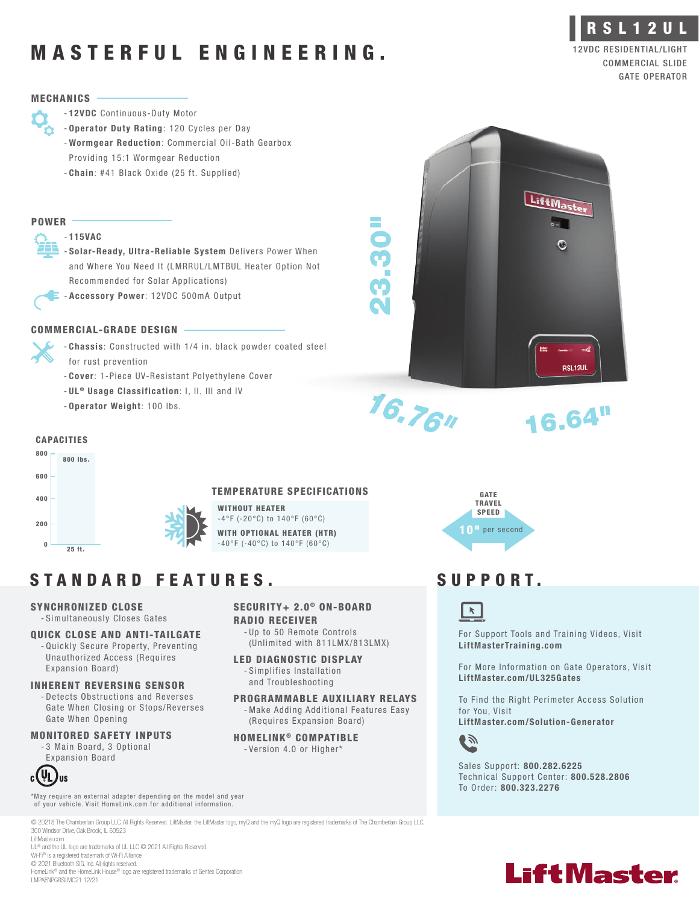# MASTERFUL ENGINEERING.

**RSL12UL**

12VDC RESIDENTIAL/LIGHT COMMERCIAL SLIDE GATE OPERATOR

## MECHANICS

- **12VDC** Continuous-Duty Motor
- **Operator Duty Rating**: 120 Cycles per Day
- **Wormgear Reduction**: Commercial Oil-Bath Gearbox Providing 15:1 Wormgear Reduction
- **Chain**: #41 Black Oxide (25 ft. Supplied)

## POWER

- **115VAC**
- **Solar-Ready, Ultra-Reliable System** Delivers Power When and Where You Need It (LMRRUL/LMTBUL Heater Option Not Recommended for Solar Applications)
- **Accessory Power**: 12VDC 500mA Output

## COMMERCIAL-GRADE DESIGN

- **Chassis**: Constructed with 1/4 in. black powder coated steel for rust prevention
- **Cover**: 1-Piece UV-Resistant Polyethylene Cover
- **UL® Usage Classification**: I, II, III and IV
- **Operator Weight**: 100 lbs.

23.30"

16.76"

16.64"

## CAPACITIES

800 lbs.

800
600
400
200
0

25 ft.

## TEMPERATURE SPECIFICATIONS

**WITHOUT HEATER**
-4°F (-20°C) to 140°F (60°C)

**WITH OPTIONAL HEATER (HTR)**
-40°F (-40°C) to 140°F (60°C)

**GATE TRAVEL SPEED**
10" per second

# STANDARD FEATURES.

**SYNCHRONIZED CLOSE**
- Simultaneously Closes Gates

**QUICK CLOSE AND ANTI-TAILGATE**
- Quickly Secure Property, Preventing Unauthorized Access (Requires Expansion Board)

**INHERENT REVERSING SENSOR**
- Detects Obstructions and Reverses Gate When Closing or Stops/Reverses Gate When Opening

**MONITORED SAFETY INPUTS**
- 3 Main Board, 3 Optional Expansion Board

**SECURITY+ 2.0® ON-BOARD RADIO RECEIVER**
- Up to 50 Remote Controls (Unlimited with 811LMX/813LMX)

**LED DIAGNOSTIC DISPLAY**
- Simplifies Installation and Troubleshooting

**PROGRAMMABLE AUXILIARY RELAYS**
- Make Adding Additional Features Easy (Requires Expansion Board)

**HOMELINK® COMPATIBLE**
- Version 4.0 or Higher*

*May require an external adapter depending on the model and year of your vehicle. Visit HomeLink.com for additional information.

# SUPPORT.

For Support Tools and Training Videos, Visit **LiftMasterTraining.com**

For More Information on Gate Operators, Visit **LiftMaster.com/UL325Gates**

To Find the Right Perimeter Access Solution for You, Visit **LiftMaster.com/Solution-Generator**

Sales Support: **800.282.6225**
Technical Support Center: **800.528.2806**
To Order: **800.323.2276**

© 20218 The Chamberlain Group LLC. All Rights Reserved. LiftMaster, the LiftMaster logo, myQ and the myQ logo are registered trademarks of The Chamberlain Group LLC.
300 Windsor Drive, Oak Brook, IL 60523
LiftMaster.com
UL® and the UL logo are trademarks of UL LLC © 2021 All Rights Reserved.
Wi-Fi® is a registered trademark of Wi-Fi Alliance
© 2021 Bluetooth SIG, Inc. All rights reserved.
HomeLink® and the HomeLink House® logo are registered trademarks of Gentex Corporation
LMPAENPGRSLMC21 12/21

LiftMaster